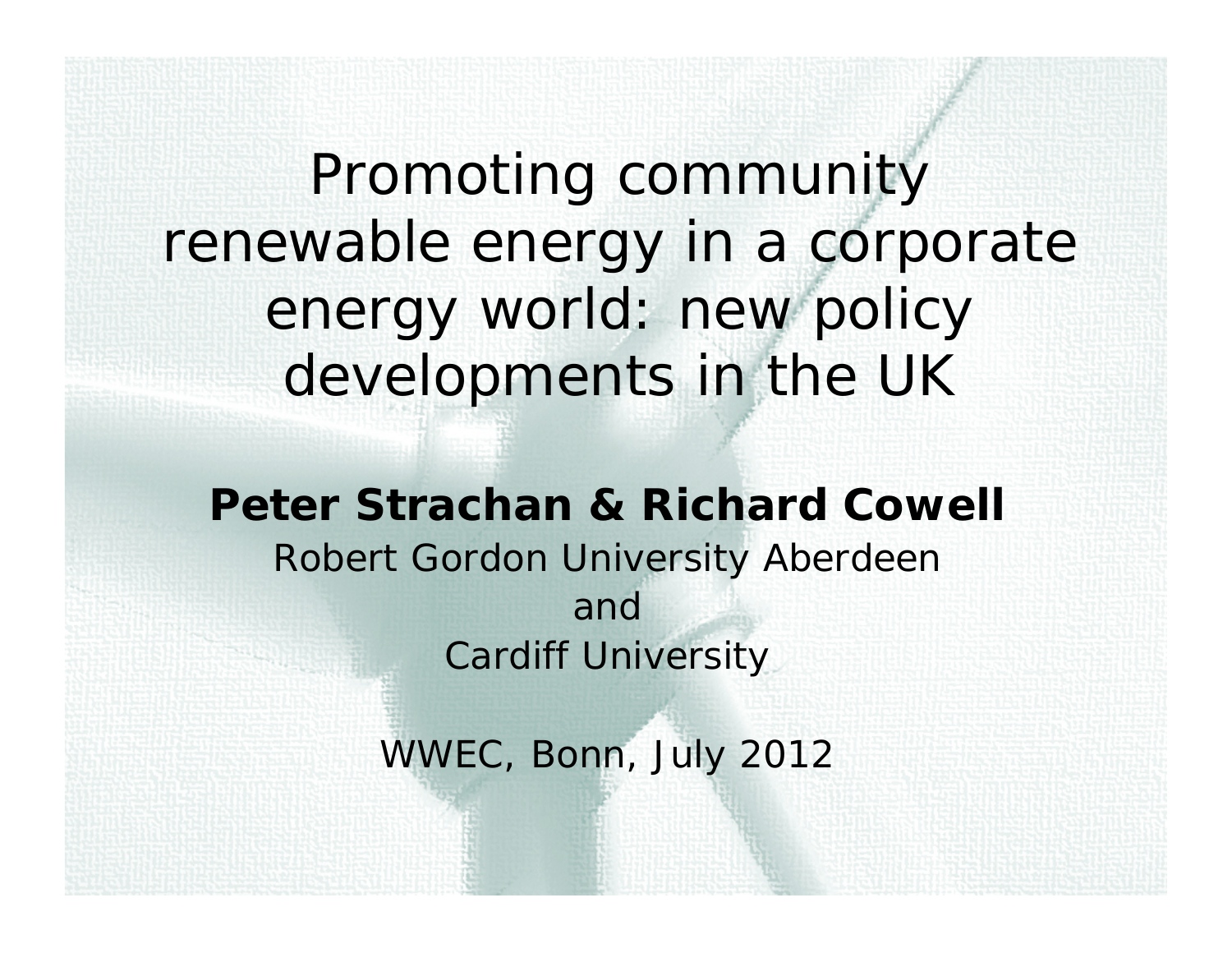# Promoting community renewable energy in a corporate energy world: new policy developments in the UK

**Peter Strachan & Richard Cowell**

Robert Gordon University Aberdeen

and

Cardiff University

WWEC, Bonn, July 2012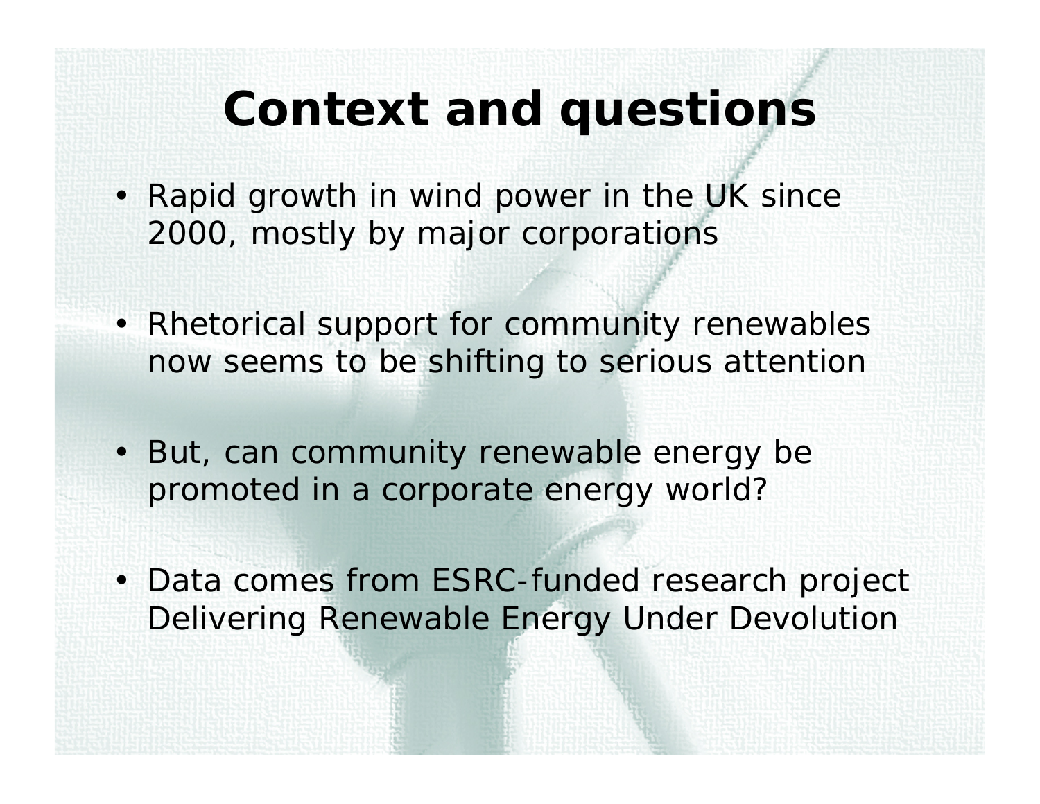# Context and questions

- Rapid growth in wind power in the UK since 2000, mostly by major corporations
- Rhetorical support for community renewables now seems to be shifting to serious attention
- But, can community renewable energy be promoted in a corporate energy world?
- Data comes from ESRC-funded research project Delivering Renewable Energy Under Devolution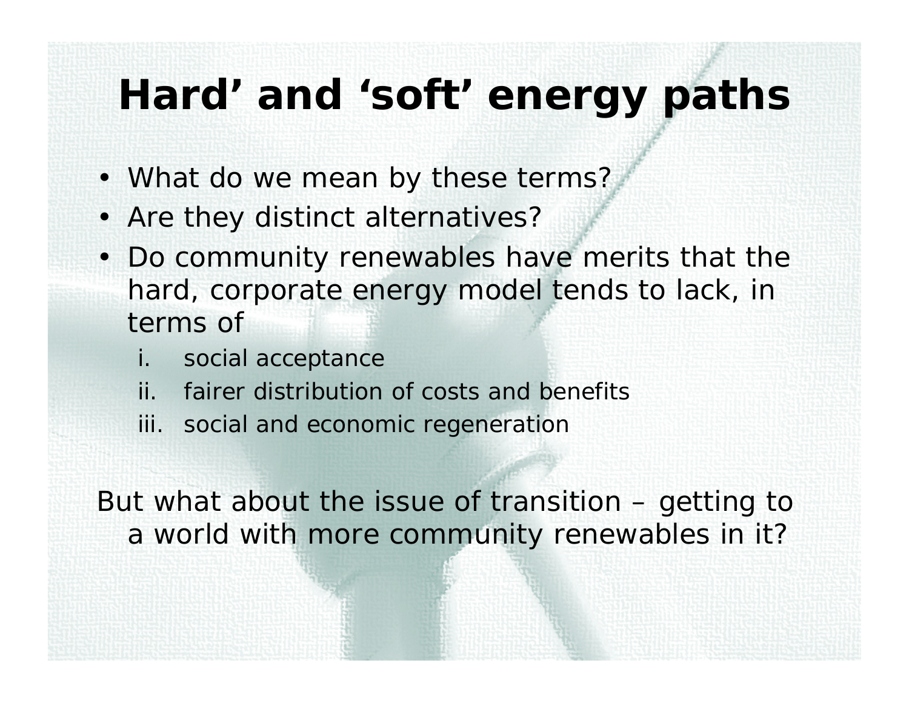# Hard' and 'soft' energy paths

- What do we mean by these terms?
- Are they distinct alternatives?
- Do community renewables have merits that the hard, corporate energy model tends to lack, in terms of
  i. social acceptance
  ii. fairer distribution of costs and benefits
  iii. social and economic regeneration

But what about the issue of transition – getting to a world with more community renewables in it?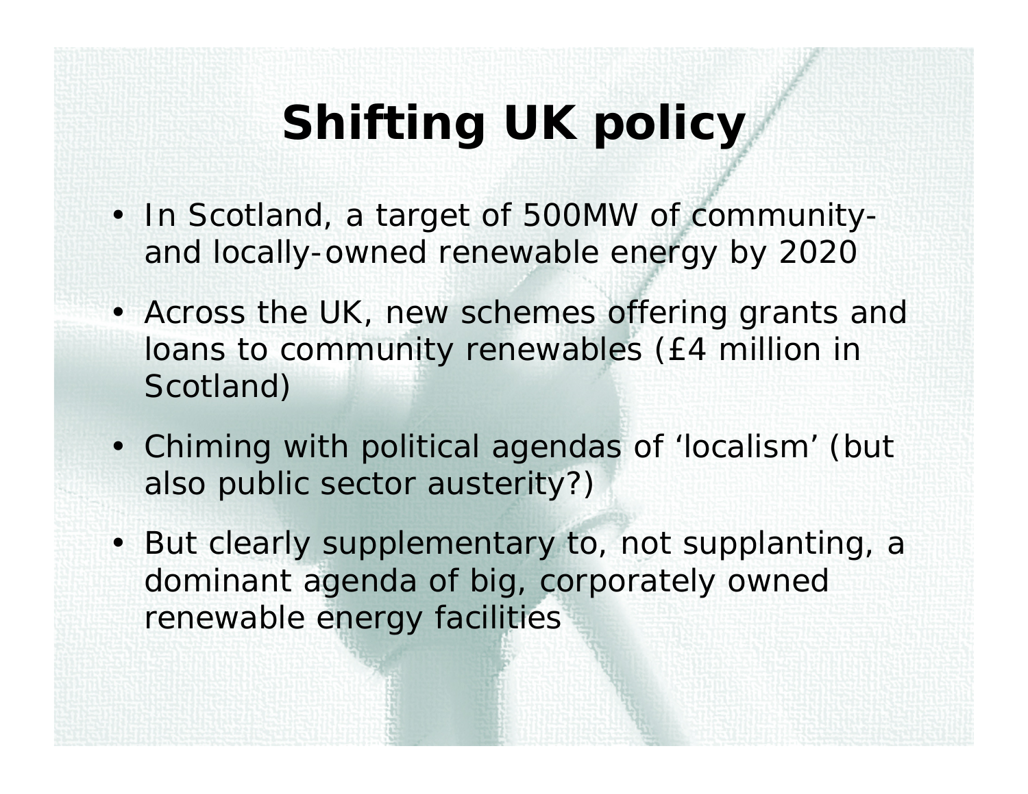# Shifting UK policy

- In Scotland, a target of 500MW of community- and locally-owned renewable energy by 2020
- Across the UK, new schemes offering grants and loans to community renewables (£4 million in Scotland)
- Chiming with political agendas of 'localism' (but also public sector austerity?)
- But clearly supplementary to, not supplanting, a dominant agenda of big, corporately owned renewable energy facilities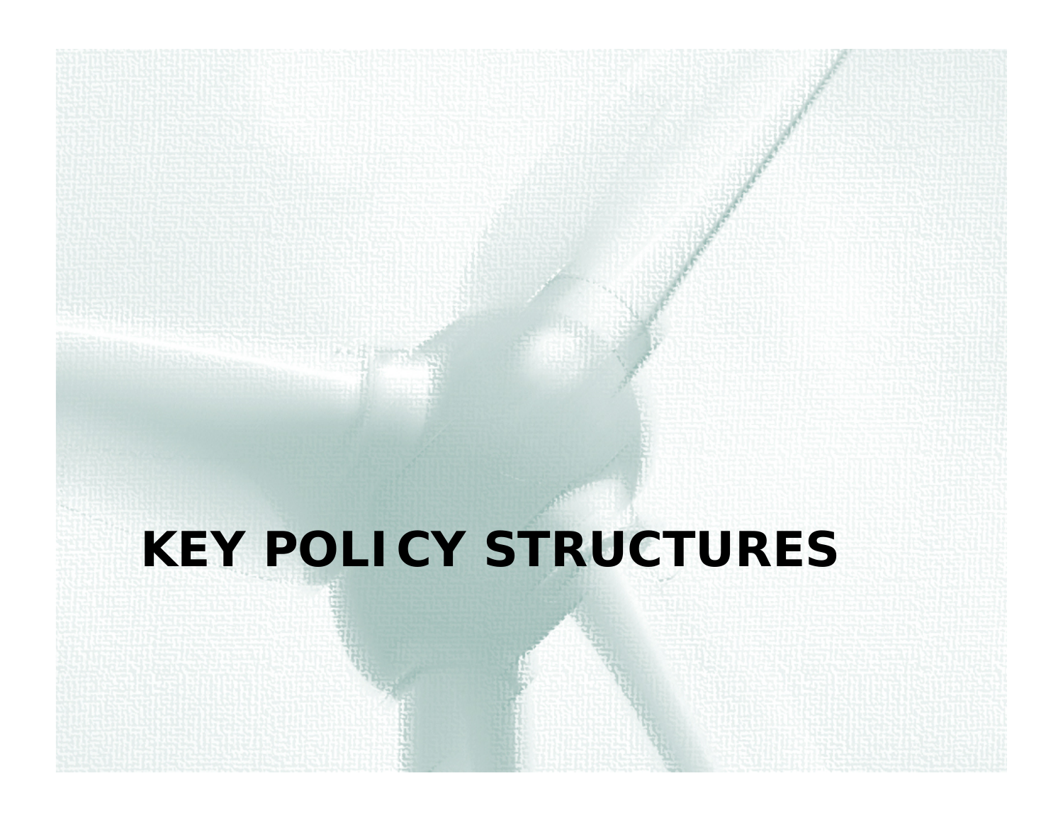# KEY POLICY STRUCTURES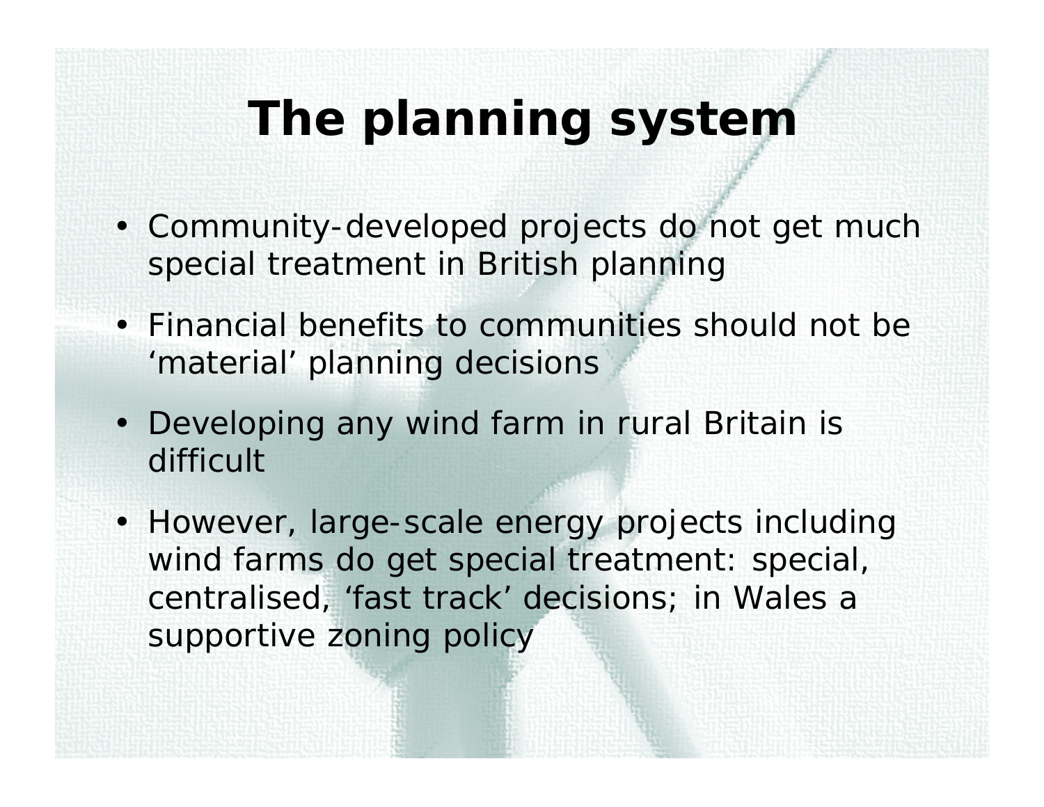# The planning system

- Community-developed projects do not get much special treatment in British planning
- Financial benefits to communities should not be 'material' planning decisions
- Developing any wind farm in rural Britain is difficult
- However, large-scale energy projects including wind farms do get special treatment: special, centralised, 'fast track' decisions; in Wales a supportive zoning policy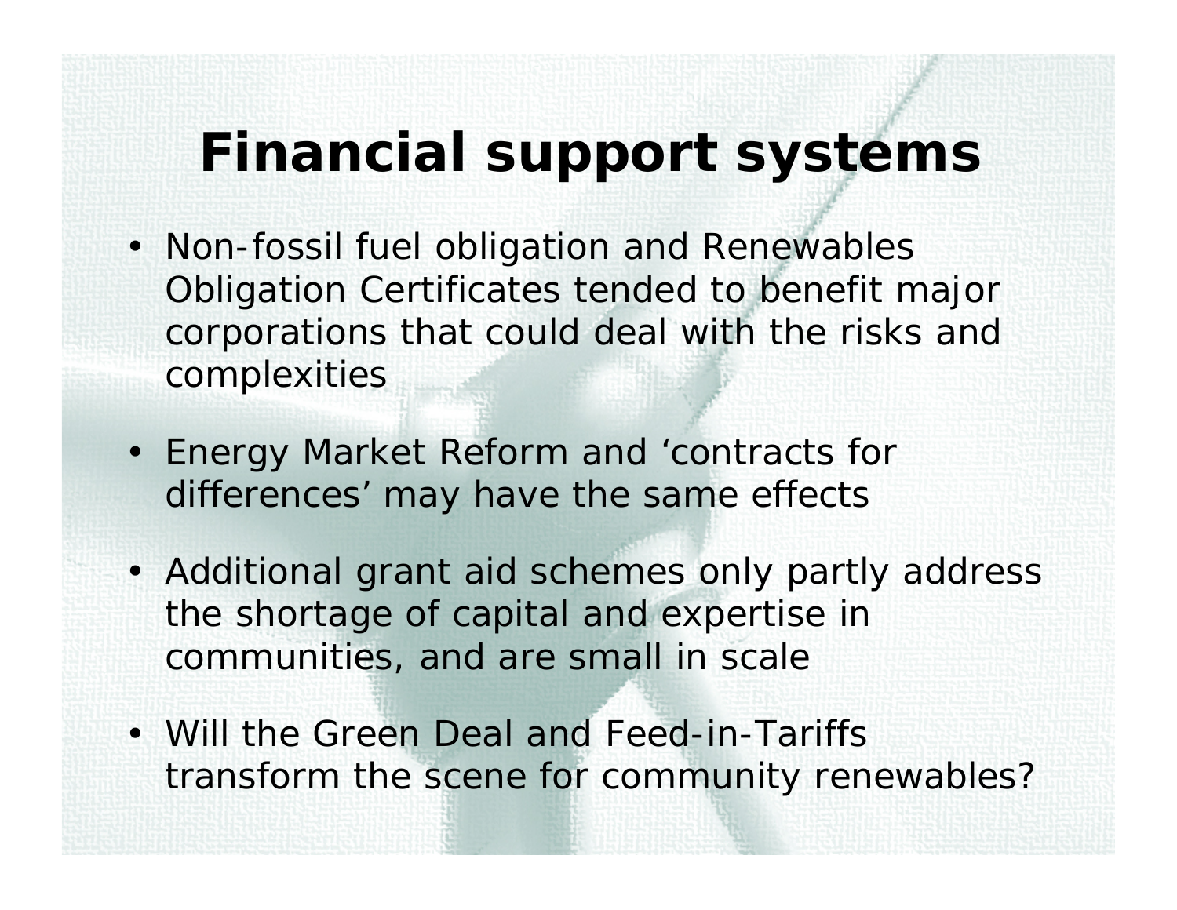# Financial support systems

- Non-fossil fuel obligation and Renewables Obligation Certificates tended to benefit major corporations that could deal with the risks and complexities
- Energy Market Reform and ‘contracts for differences’ may have the same effects
- Additional grant aid schemes only partly address the shortage of capital and expertise in communities, and are small in scale
- Will the Green Deal and Feed-in-Tariffs transform the scene for community renewables?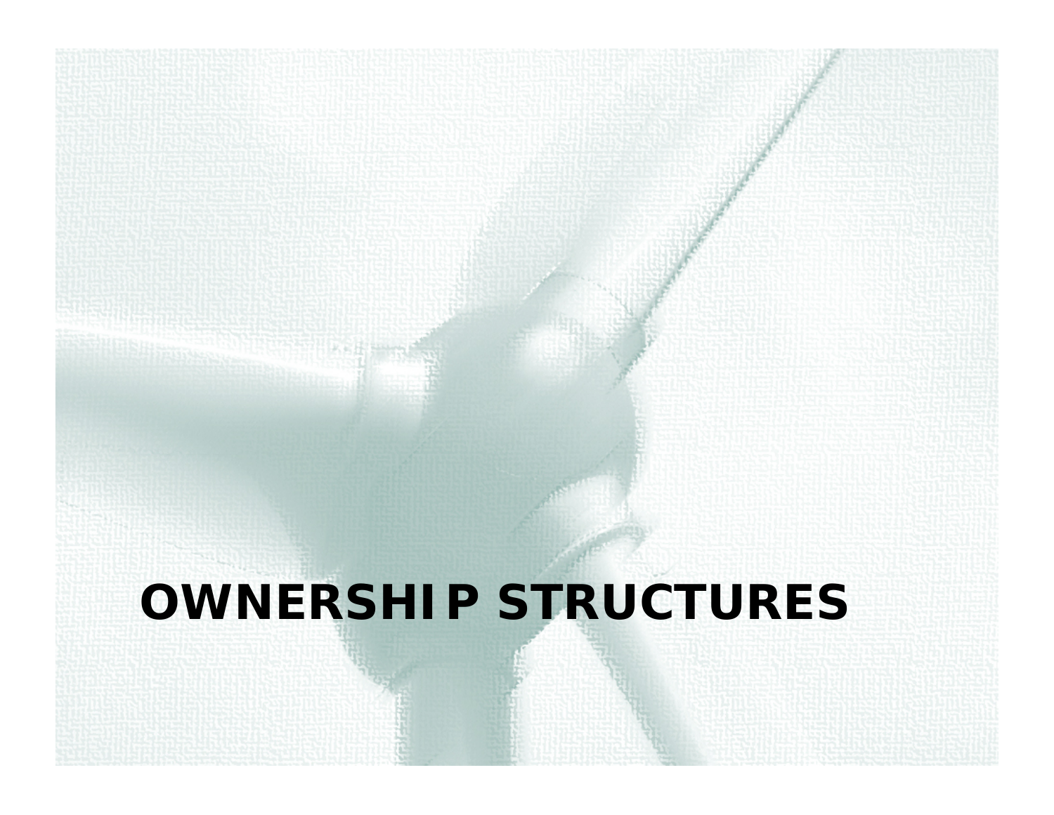# OWNERSHIP STRUCTURES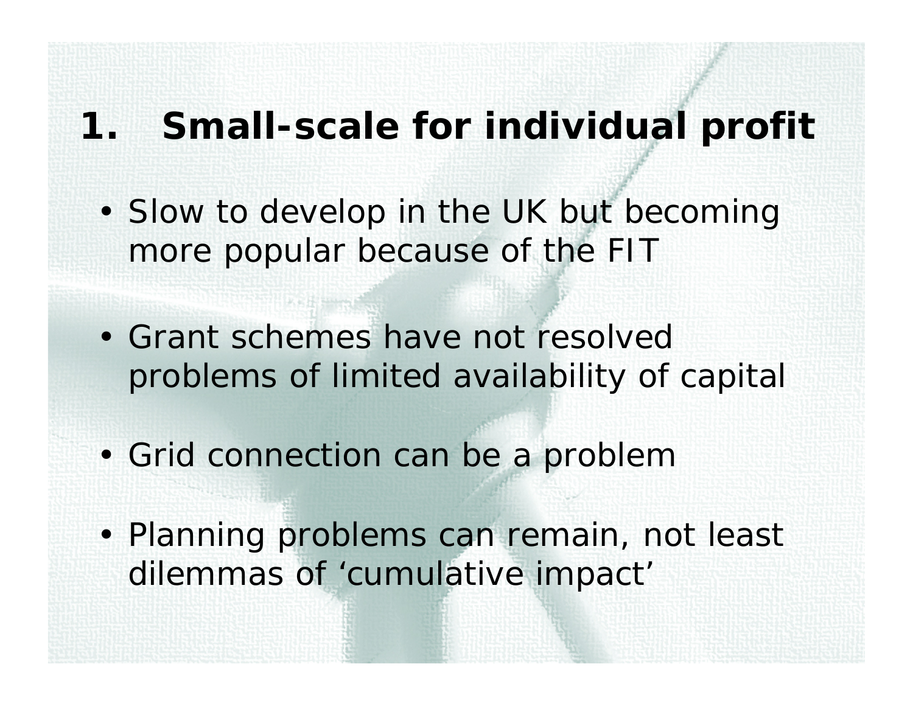# 1. Small-scale for individual profit

- Slow to develop in the UK but becoming more popular because of the FIT
- Grant schemes have not resolved problems of limited availability of capital
- Grid connection can be a problem
- Planning problems can remain, not least dilemmas of ‘cumulative impact’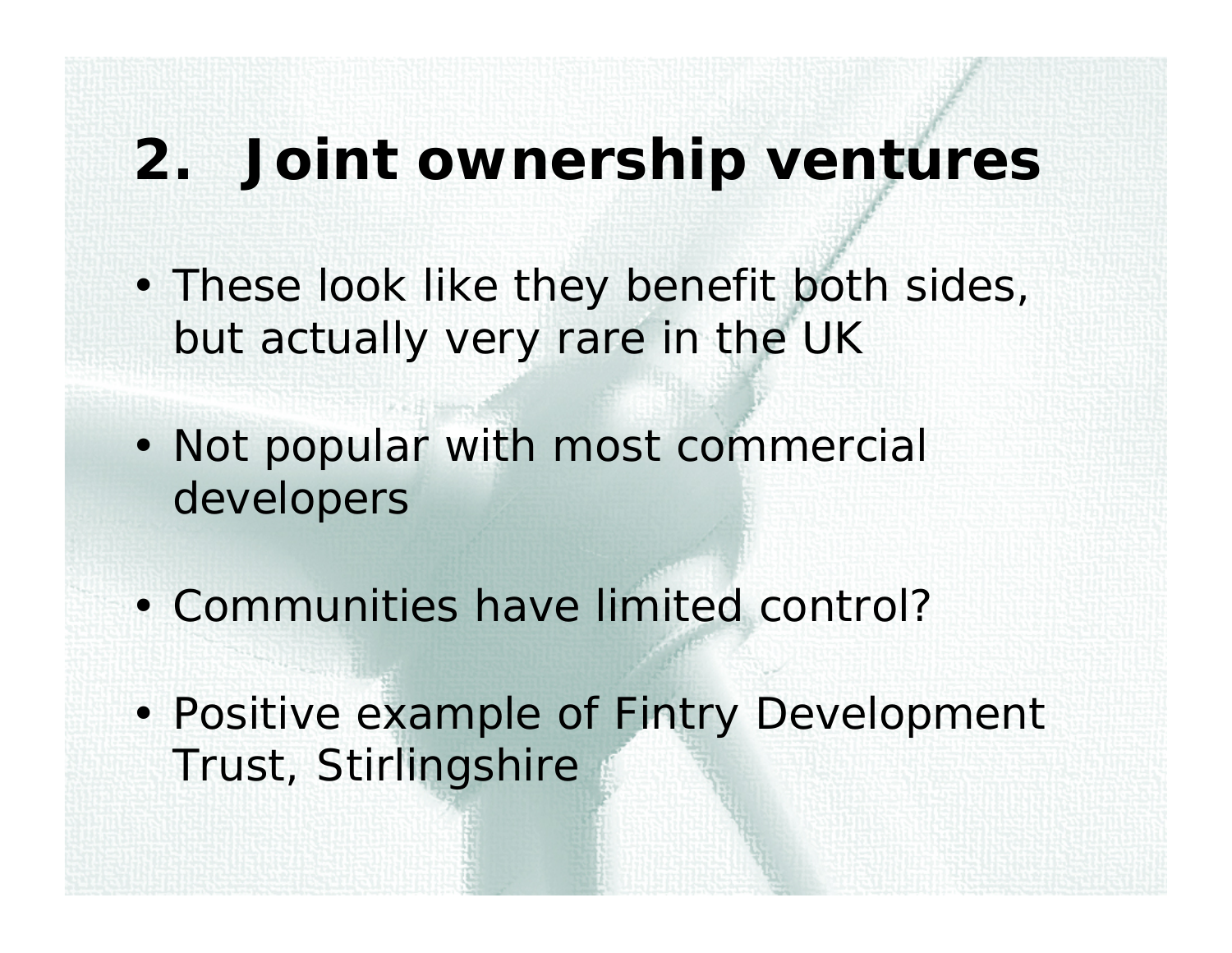# 2. Joint ownership ventures

- These look like they benefit both sides, but actually very rare in the UK
- Not popular with most commercial developers
- Communities have limited control?
- Positive example of Fintry Development Trust, Stirlingshire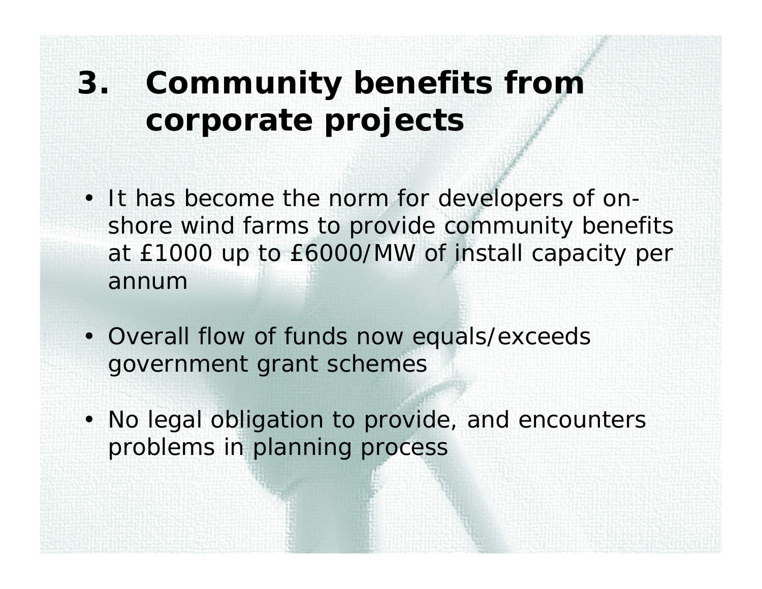# 3. Community benefits from corporate projects

- It has become the norm for developers of on-shore wind farms to provide community benefits at £1000 up to £6000/MW of install capacity per annum
- Overall flow of funds now equals/exceeds government grant schemes
- No legal obligation to provide, and encounters problems in planning process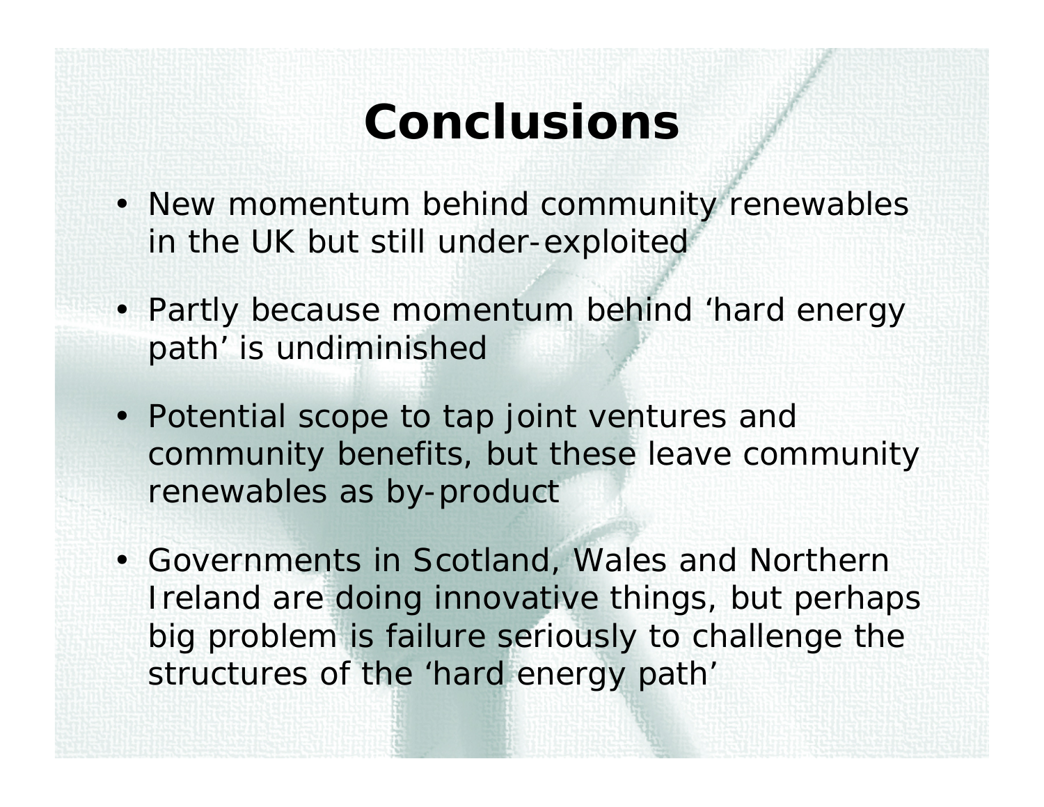# Conclusions

- New momentum behind community renewables in the UK but still under-exploited
- Partly because momentum behind 'hard energy path' is undiminished
- Potential scope to tap joint ventures and community benefits, but these leave community renewables as by-product
- Governments in Scotland, Wales and Northern Ireland are doing innovative things, but perhaps big problem is failure seriously to challenge the structures of the 'hard energy path'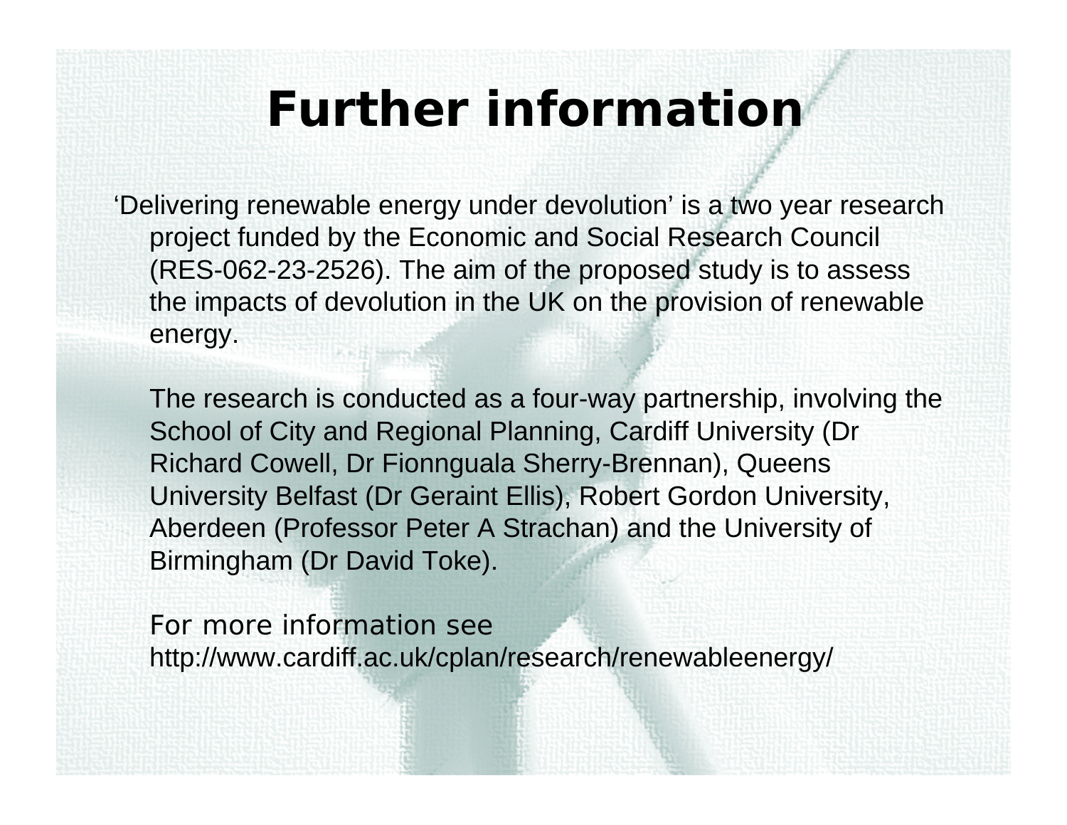# Further information

'Delivering renewable energy under devolution' is a two year research project funded by the Economic and Social Research Council (RES-062-23-2526). The aim of the proposed study is to assess the impacts of devolution in the UK on the provision of renewable energy.

The research is conducted as a four-way partnership, involving the School of City and Regional Planning, Cardiff University (Dr Richard Cowell, Dr Fionnguala Sherry-Brennan), Queens University Belfast (Dr Geraint Ellis), Robert Gordon University, Aberdeen (Professor Peter A Strachan) and the University of Birmingham (Dr David Toke).

For more information see http://www.cardiff.ac.uk/cplan/research/renewableenergy/